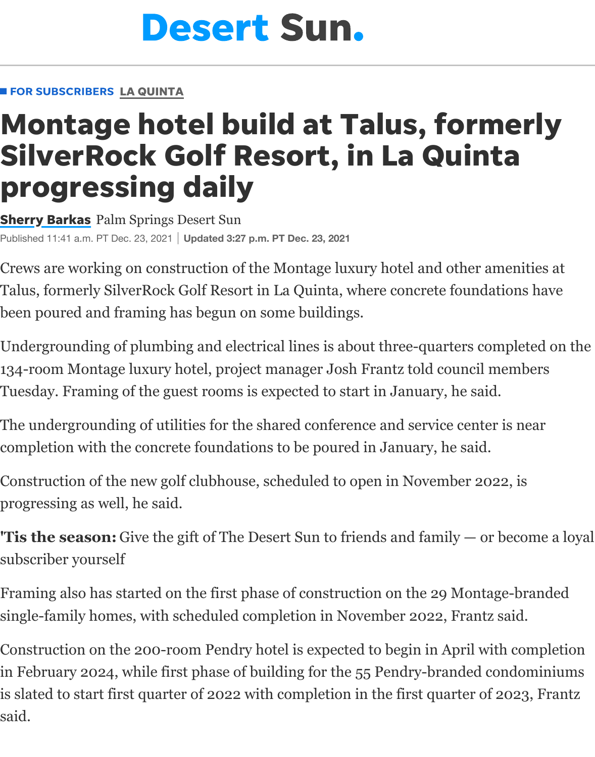Desert Sun.

FOR SUBSCRIBERS LA QUINTA

# Montage hotel build at Talus, formerly SilverRock Golf Resort, in La Quinta progressing daily

**Sherry Barkas** Palm Springs Desert Sun

Published 11:41 a.m. PT Dec. 23, 2021 | **Updated 3:27 p.m. PT Dec. 23, 2021**

Crews are working on construction of the Montage luxury hotel and other amenities at Talus, formerly SilverRock Golf Resort in La Quinta, where concrete foundations have been poured and framing has begun on some buildings.

Undergrounding of plumbing and electrical lines is about three-quarters completed on the 134-room Montage luxury hotel, project manager Josh Frantz told council members Tuesday. Framing of the guest rooms is expected to start in January, he said.

The undergrounding of utilities for the shared conference and service center is near completion with the concrete foundations to be poured in January, he said.

Construction of the new golf clubhouse, scheduled to open in November 2022, is progressing as well, he said.

**'Tis the season:** Give the gift of The Desert Sun to friends and family — or become a loyal subscriber yourself

Framing also has started on the first phase of construction on the 29 Montage-branded single-family homes, with scheduled completion in November 2022, Frantz said.

Construction on the 200-room Pendry hotel is expected to begin in April with completion in February 2024, while first phase of building for the 55 Pendry-branded condominiums is slated to start first quarter of 2022 with completion in the first quarter of 2023, Frantz said.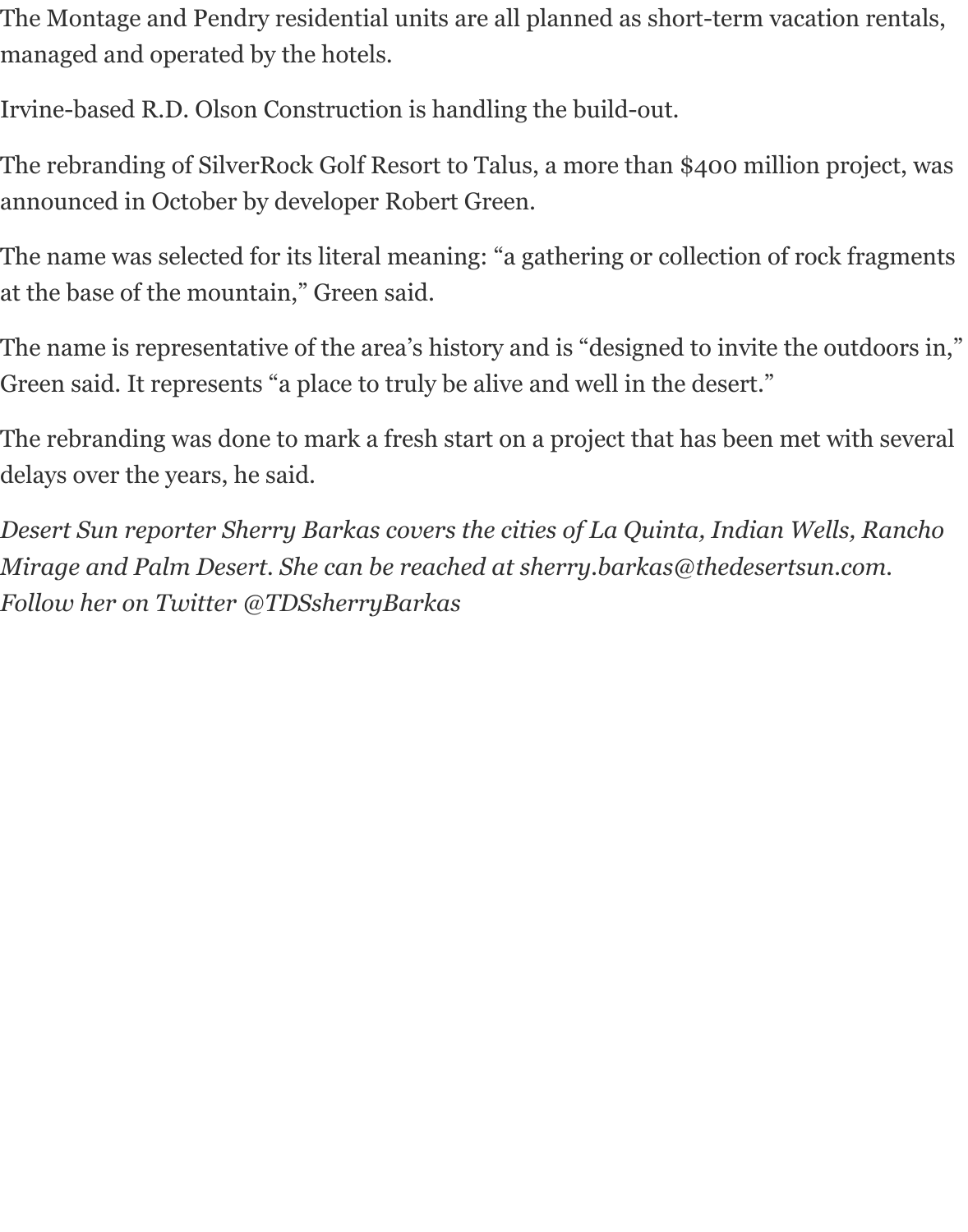The Montage and Pendry residential units are all planned as short-term vacation rentals, managed and operated by the hotels.

Irvine-based R.D. Olson Construction is handling the build-out.

The rebranding of SilverRock Golf Resort to Talus, a more than $400 million project, was announced in October by developer Robert Green.

The name was selected for its literal meaning: "a gathering or collection of rock fragments at the base of the mountain," Green said.

The name is representative of the area's history and is "designed to invite the outdoors in," Green said. It represents "a place to truly be alive and well in the desert."

The rebranding was done to mark a fresh start on a project that has been met with several delays over the years, he said.

*Desert Sun reporter Sherry Barkas covers the cities of La Quinta, Indian Wells, Rancho Mirage and Palm Desert. She can be reached at sherry.barkas@thedesertsun.com. Follow her on Twitter @TDSsherryBarkas*